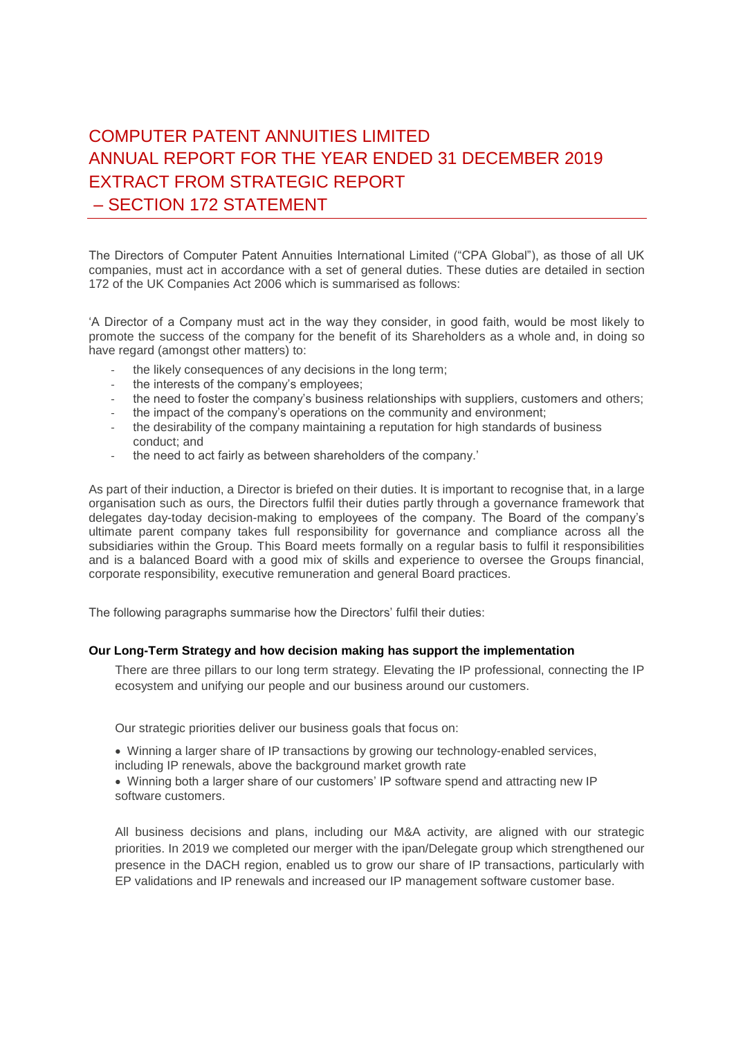# COMPUTER PATENT ANNUITIES LIMITED
# ANNUAL REPORT FOR THE YEAR ENDED 31 DECEMBER 2019
# EXTRACT FROM STRATEGIC REPORT
# – SECTION 172 STATEMENT

The Directors of Computer Patent Annuities International Limited ("CPA Global"), as those of all UK companies, must act in accordance with a set of general duties. These duties are detailed in section 172 of the UK Companies Act 2006 which is summarised as follows:

'A Director of a Company must act in the way they consider, in good faith, would be most likely to promote the success of the company for the benefit of its Shareholders as a whole and, in doing so have regard (amongst other matters) to:

- the likely consequences of any decisions in the long term;
- the interests of the company's employees;
- the need to foster the company's business relationships with suppliers, customers and others;
- the impact of the company's operations on the community and environment;
- the desirability of the company maintaining a reputation for high standards of business conduct; and
- the need to act fairly as between shareholders of the company.'

As part of their induction, a Director is briefed on their duties. It is important to recognise that, in a large organisation such as ours, the Directors fulfil their duties partly through a governance framework that delegates day-today decision-making to employees of the company. The Board of the company's ultimate parent company takes full responsibility for governance and compliance across all the subsidiaries within the Group. This Board meets formally on a regular basis to fulfil it responsibilities and is a balanced Board with a good mix of skills and experience to oversee the Groups financial, corporate responsibility, executive remuneration and general Board practices.

The following paragraphs summarise how the Directors' fulfil their duties:

**Our Long-Term Strategy and how decision making has support the implementation**

There are three pillars to our long term strategy. Elevating the IP professional, connecting the IP ecosystem and unifying our people and our business around our customers.

Our strategic priorities deliver our business goals that focus on:

- Winning a larger share of IP transactions by growing our technology-enabled services, including IP renewals, above the background market growth rate
- Winning both a larger share of our customers' IP software spend and attracting new IP software customers.

All business decisions and plans, including our M&A activity, are aligned with our strategic priorities. In 2019 we completed our merger with the ipan/Delegate group which strengthened our presence in the DACH region, enabled us to grow our share of IP transactions, particularly with EP validations and IP renewals and increased our IP management software customer base.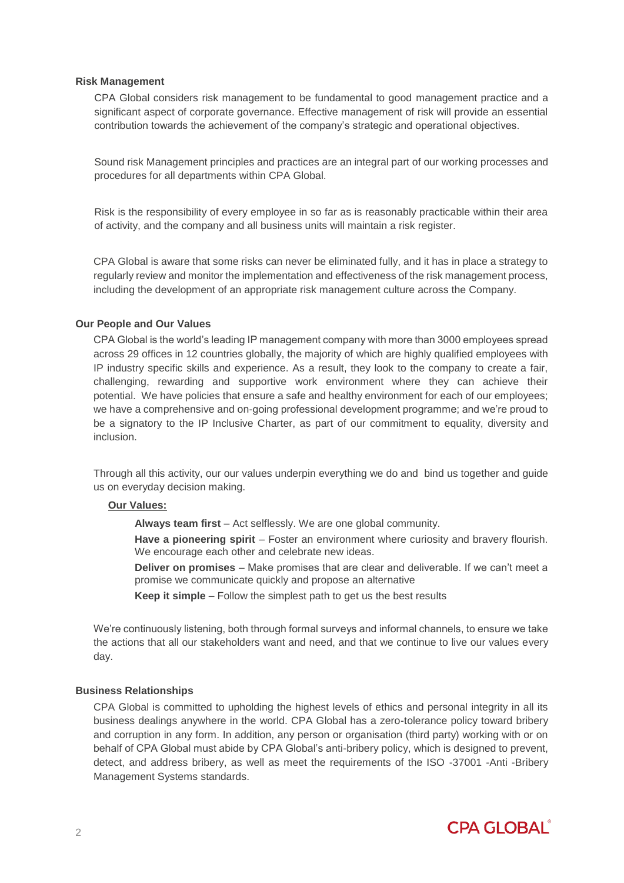**Risk Management**

CPA Global considers risk management to be fundamental to good management practice and a significant aspect of corporate governance. Effective management of risk will provide an essential contribution towards the achievement of the company's strategic and operational objectives.

Sound risk Management principles and practices are an integral part of our working processes and procedures for all departments within CPA Global.

Risk is the responsibility of every employee in so far as is reasonably practicable within their area of activity, and the company and all business units will maintain a risk register.

CPA Global is aware that some risks can never be eliminated fully, and it has in place a strategy to regularly review and monitor the implementation and effectiveness of the risk management process, including the development of an appropriate risk management culture across the Company.

**Our People and Our Values**

CPA Global is the world's leading IP management company with more than 3000 employees spread across 29 offices in 12 countries globally, the majority of which are highly qualified employees with IP industry specific skills and experience. As a result, they look to the company to create a fair, challenging, rewarding and supportive work environment where they can achieve their potential. We have policies that ensure a safe and healthy environment for each of our employees; we have a comprehensive and on-going professional development programme; and we're proud to be a signatory to the IP Inclusive Charter, as part of our commitment to equality, diversity and inclusion.

Through all this activity, our our values underpin everything we do and bind us together and guide us on everyday decision making.

**<u>Our Values:</u>**

**Always team first** – Act selflessly. We are one global community.

**Have a pioneering spirit** – Foster an environment where curiosity and bravery flourish. We encourage each other and celebrate new ideas.

**Deliver on promises** – Make promises that are clear and deliverable. If we can't meet a promise we communicate quickly and propose an alternative

**Keep it simple** – Follow the simplest path to get us the best results

We're continuously listening, both through formal surveys and informal channels, to ensure we take the actions that all our stakeholders want and need, and that we continue to live our values every day.

**Business Relationships**

CPA Global is committed to upholding the highest levels of ethics and personal integrity in all its business dealings anywhere in the world. CPA Global has a zero-tolerance policy toward bribery and corruption in any form. In addition, any person or organisation (third party) working with or on behalf of CPA Global must abide by CPA Global's anti-bribery policy, which is designed to prevent, detect, and address bribery, as well as meet the requirements of the ISO -37001 -Anti -Bribery Management Systems standards.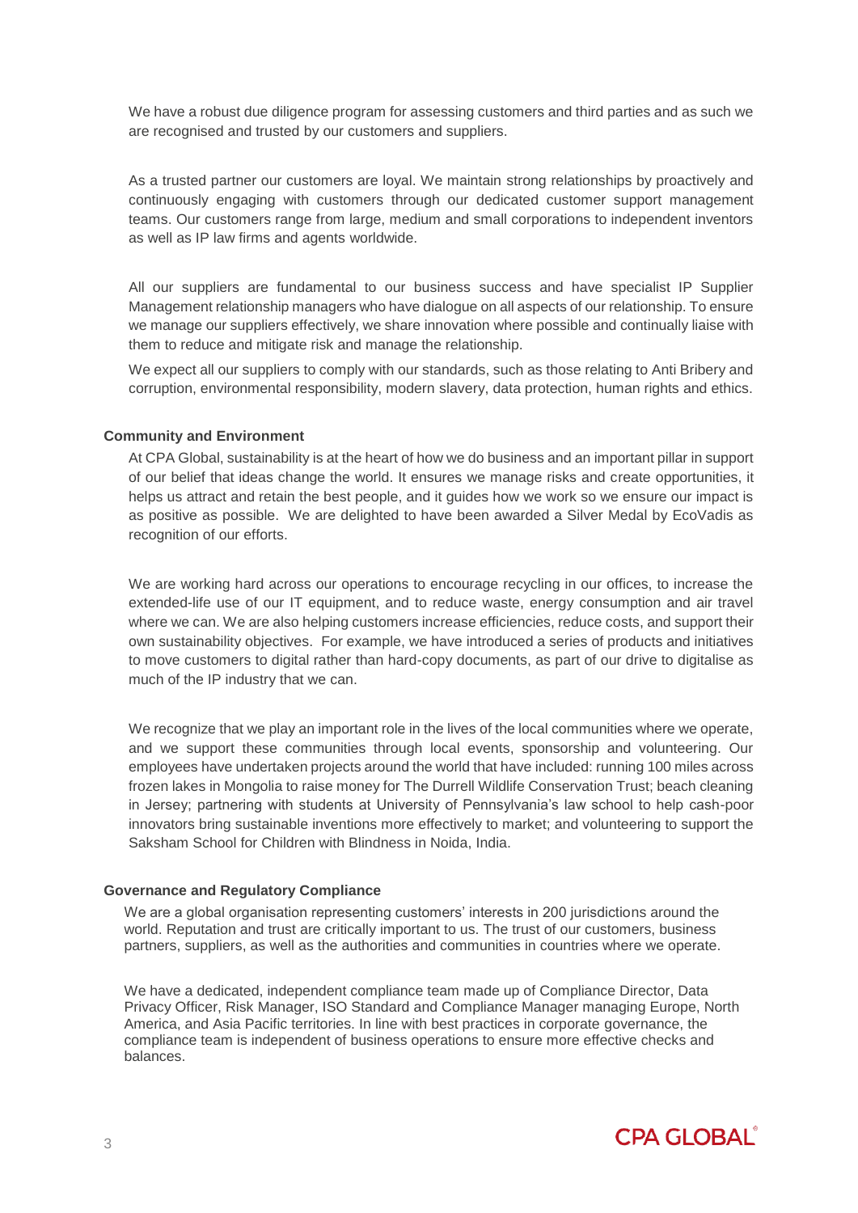We have a robust due diligence program for assessing customers and third parties and as such we are recognised and trusted by our customers and suppliers.

As a trusted partner our customers are loyal. We maintain strong relationships by proactively and continuously engaging with customers through our dedicated customer support management teams. Our customers range from large, medium and small corporations to independent inventors as well as IP law firms and agents worldwide.

All our suppliers are fundamental to our business success and have specialist IP Supplier Management relationship managers who have dialogue on all aspects of our relationship. To ensure we manage our suppliers effectively, we share innovation where possible and continually liaise with them to reduce and mitigate risk and manage the relationship.

We expect all our suppliers to comply with our standards, such as those relating to Anti Bribery and corruption, environmental responsibility, modern slavery, data protection, human rights and ethics.

**Community and Environment**

At CPA Global, sustainability is at the heart of how we do business and an important pillar in support of our belief that ideas change the world. It ensures we manage risks and create opportunities, it helps us attract and retain the best people, and it guides how we work so we ensure our impact is as positive as possible. We are delighted to have been awarded a Silver Medal by EcoVadis as recognition of our efforts.

We are working hard across our operations to encourage recycling in our offices, to increase the extended-life use of our IT equipment, and to reduce waste, energy consumption and air travel where we can. We are also helping customers increase efficiencies, reduce costs, and support their own sustainability objectives. For example, we have introduced a series of products and initiatives to move customers to digital rather than hard-copy documents, as part of our drive to digitalise as much of the IP industry that we can.

We recognize that we play an important role in the lives of the local communities where we operate, and we support these communities through local events, sponsorship and volunteering. Our employees have undertaken projects around the world that have included: running 100 miles across frozen lakes in Mongolia to raise money for The Durrell Wildlife Conservation Trust; beach cleaning in Jersey; partnering with students at University of Pennsylvania's law school to help cash-poor innovators bring sustainable inventions more effectively to market; and volunteering to support the Saksham School for Children with Blindness in Noida, India.

**Governance and Regulatory Compliance**

We are a global organisation representing customers' interests in 200 jurisdictions around the world. Reputation and trust are critically important to us. The trust of our customers, business partners, suppliers, as well as the authorities and communities in countries where we operate.

We have a dedicated, independent compliance team made up of Compliance Director, Data Privacy Officer, Risk Manager, ISO Standard and Compliance Manager managing Europe, North America, and Asia Pacific territories. In line with best practices in corporate governance, the compliance team is independent of business operations to ensure more effective checks and balances.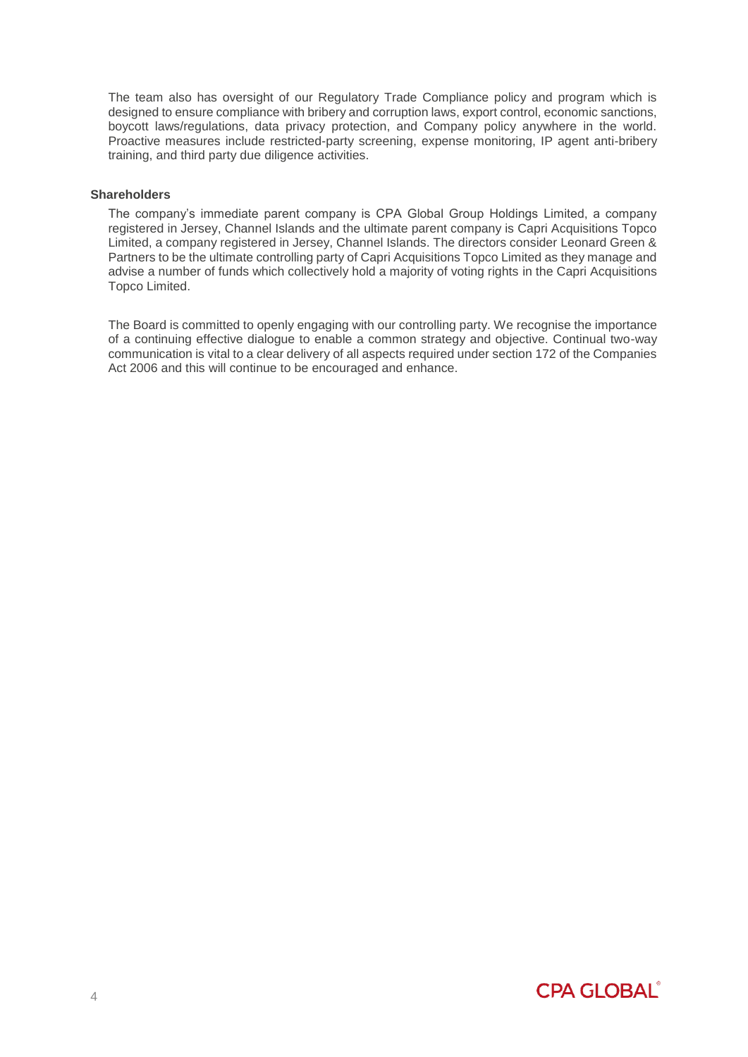The team also has oversight of our Regulatory Trade Compliance policy and program which is designed to ensure compliance with bribery and corruption laws, export control, economic sanctions, boycott laws/regulations, data privacy protection, and Company policy anywhere in the world. Proactive measures include restricted-party screening, expense monitoring, IP agent anti-bribery training, and third party due diligence activities.

**Shareholders**

The company's immediate parent company is CPA Global Group Holdings Limited, a company registered in Jersey, Channel Islands and the ultimate parent company is Capri Acquisitions Topco Limited, a company registered in Jersey, Channel Islands. The directors consider Leonard Green & Partners to be the ultimate controlling party of Capri Acquisitions Topco Limited as they manage and advise a number of funds which collectively hold a majority of voting rights in the Capri Acquisitions Topco Limited.

The Board is committed to openly engaging with our controlling party. We recognise the importance of a continuing effective dialogue to enable a common strategy and objective. Continual two-way communication is vital to a clear delivery of all aspects required under section 172 of the Companies Act 2006 and this will continue to be encouraged and enhance.